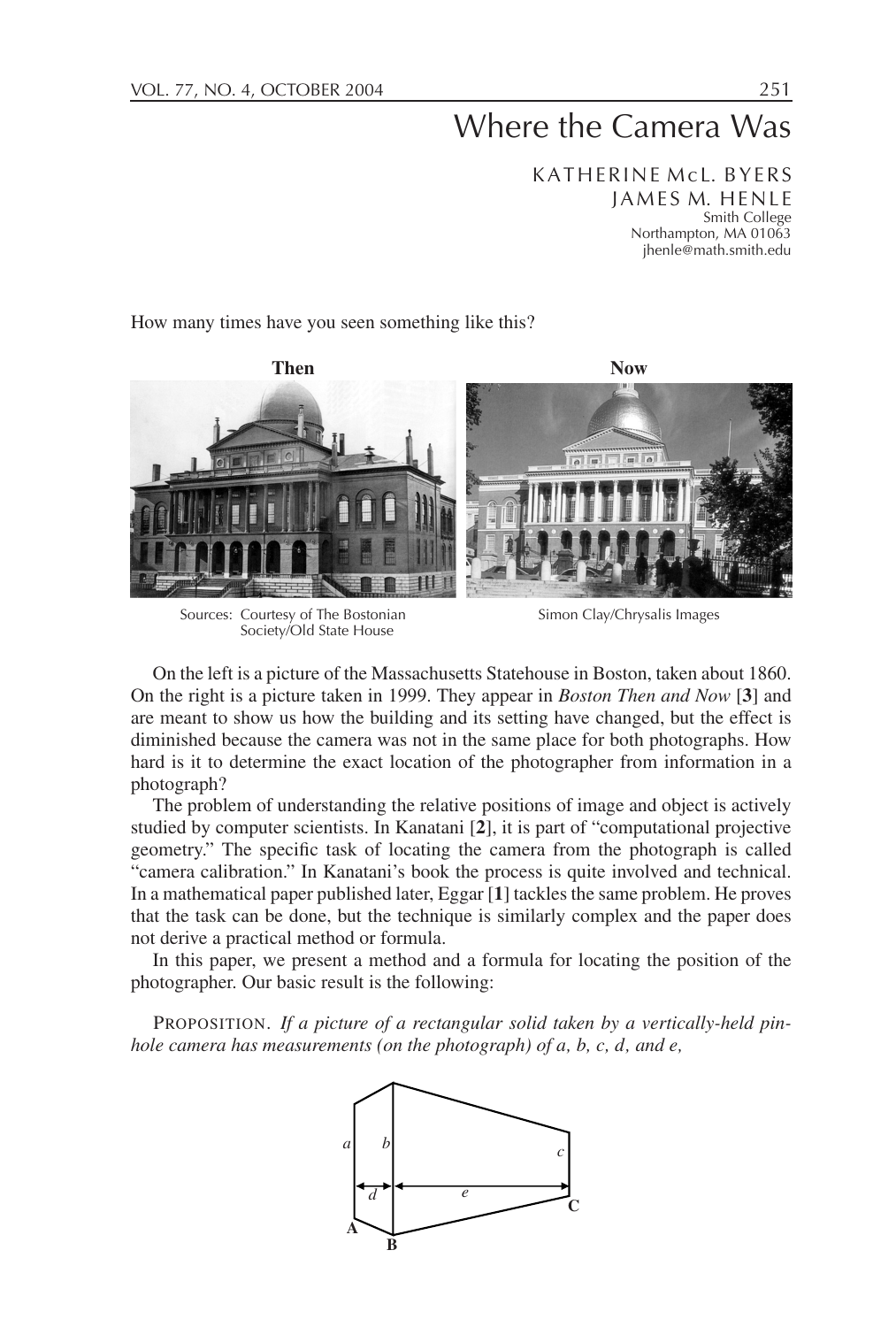# Where the Camera Was

KATHERINE McL. BYERS
JAMES M. HENLE
Smith College
Northampton, MA 01063
jhenle@math.smith.edu

How many times have you seen something like this?

**Then** **Now**

Sources: Courtesy of The Bostonian Society/Old State House — Simon Clay/Chrysalis Images

On the left is a picture of the Massachusetts Statehouse in Boston, taken about 1860. On the right is a picture taken in 1999. They appear in *Boston Then and Now* [**3**] and are meant to show us how the building and its setting have changed, but the effect is diminished because the camera was not in the same place for both photographs. How hard is it to determine the exact location of the photographer from information in a photograph?

The problem of understanding the relative positions of image and object is actively studied by computer scientists. In Kanatani [**2**], it is part of "computational projective geometry." The specific task of locating the camera from the photograph is called "camera calibration." In Kanatani's book the process is quite involved and technical. In a mathematical paper published later, Eggar [**1**] tackles the same problem. He proves that the task can be done, but the technique is similarly complex and the paper does not derive a practical method or formula.

In this paper, we present a method and a formula for locating the position of the photographer. Our basic result is the following:

PROPOSITION. *If a picture of a rectangular solid taken by a vertically-held pinhole camera has measurements (on the photograph) of $a$, $b$, $c$, $d$, and $e$,*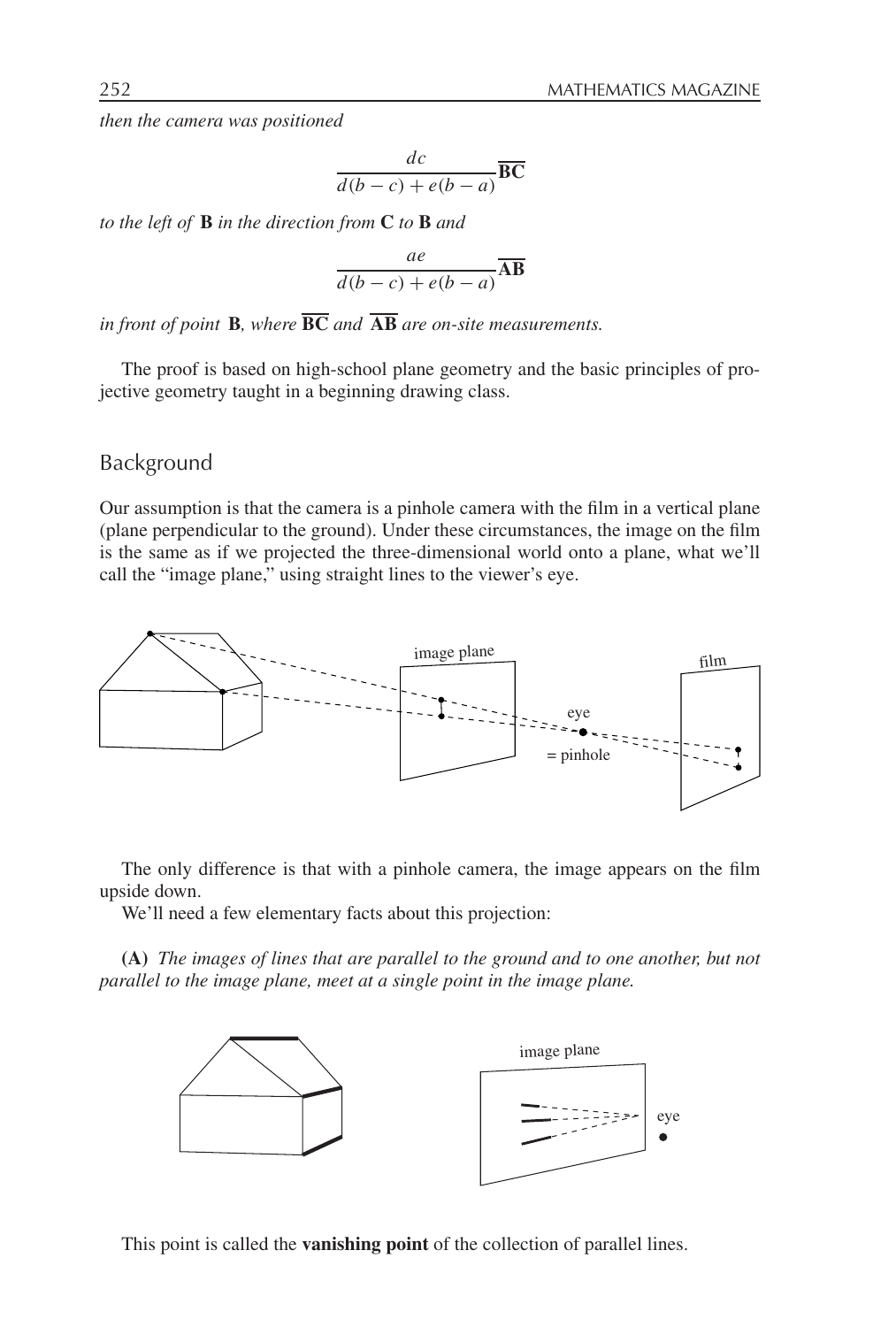*then the camera was positioned*

$$\frac{dc}{d(b-c)+e(b-a)}\overline{\mathbf{BC}}$$

*to the left of* **B** *in the direction from* **C** *to* **B** *and*

$$\frac{ae}{d(b-c)+e(b-a)}\overline{\mathbf{AB}}$$

*in front of point* **B***, where* $\overline{\mathbf{BC}}$ *and* $\overline{\mathbf{AB}}$ *are on-site measurements.*

The proof is based on high-school plane geometry and the basic principles of projective geometry taught in a beginning drawing class.

## Background

Our assumption is that the camera is a pinhole camera with the film in a vertical plane (plane perpendicular to the ground). Under these circumstances, the image on the film is the same as if we projected the three-dimensional world onto a plane, what we'll call the "image plane," using straight lines to the viewer's eye.

The only difference is that with a pinhole camera, the image appears on the film upside down.

We'll need a few elementary facts about this projection:

**(A)** *The images of lines that are parallel to the ground and to one another, but not parallel to the image plane, meet at a single point in the image plane.*

This point is called the **vanishing point** of the collection of parallel lines.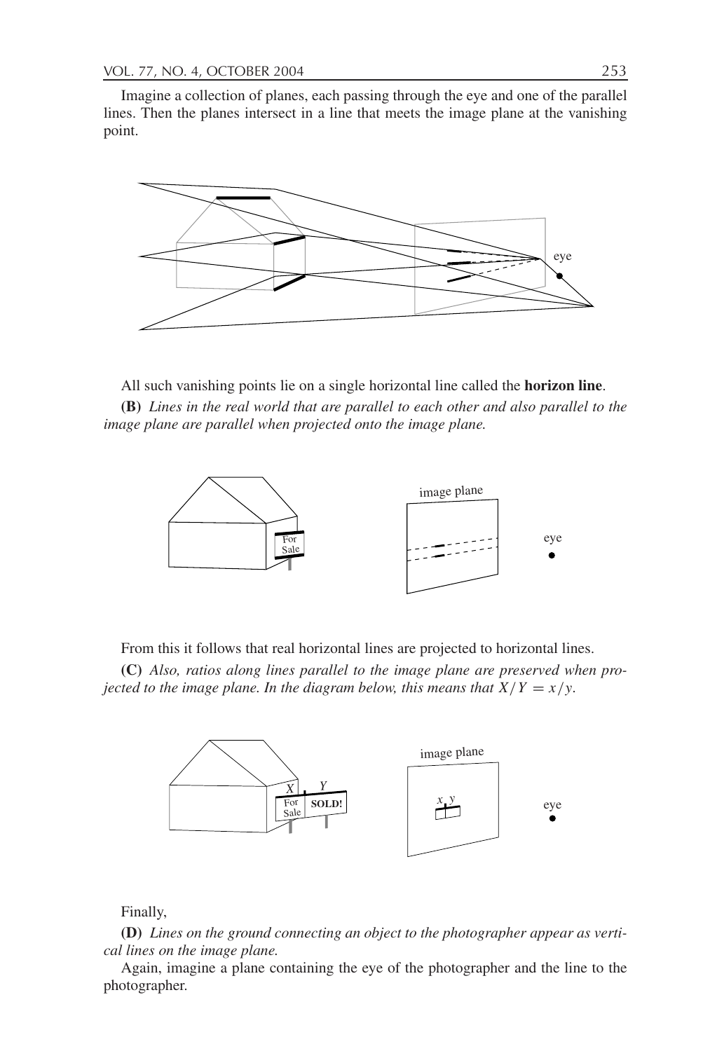Imagine a collection of planes, each passing through the eye and one of the parallel lines. Then the planes intersect in a line that meets the image plane at the vanishing point.

All such vanishing points lie on a single horizontal line called the **horizon line**.

**(B)** *Lines in the real world that are parallel to each other and also parallel to the image plane are parallel when projected onto the image plane.*

From this it follows that real horizontal lines are projected to horizontal lines.

**(C)** *Also, ratios along lines parallel to the image plane are preserved when projected to the image plane. In the diagram below, this means that $X/Y = x/y$.*

Finally,

**(D)** *Lines on the ground connecting an object to the photographer appear as vertical lines on the image plane.*

Again, imagine a plane containing the eye of the photographer and the line to the photographer.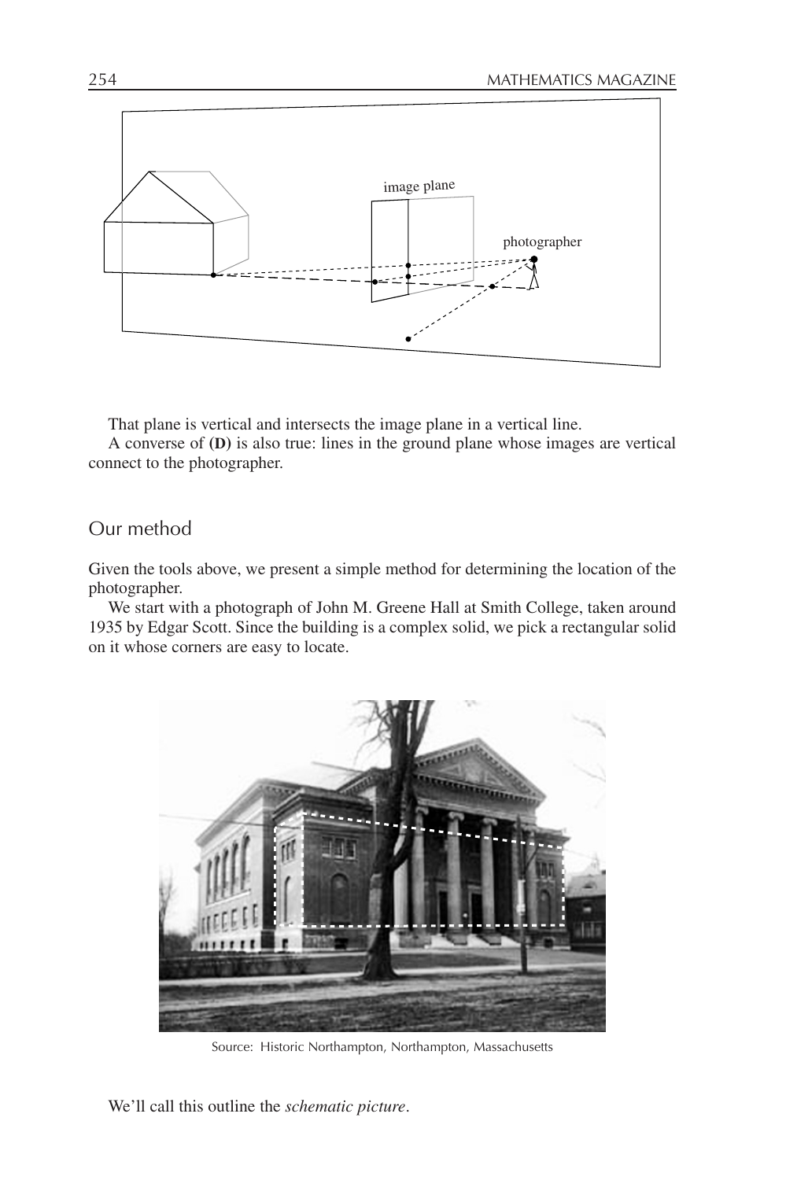That plane is vertical and intersects the image plane in a vertical line.

A converse of **(D)** is also true: lines in the ground plane whose images are vertical connect to the photographer.

## Our method

Given the tools above, we present a simple method for determining the location of the photographer.

We start with a photograph of John M. Greene Hall at Smith College, taken around 1935 by Edgar Scott. Since the building is a complex solid, we pick a rectangular solid on it whose corners are easy to locate.

Source: Historic Northampton, Northampton, Massachusetts

We'll call this outline the *schematic picture*.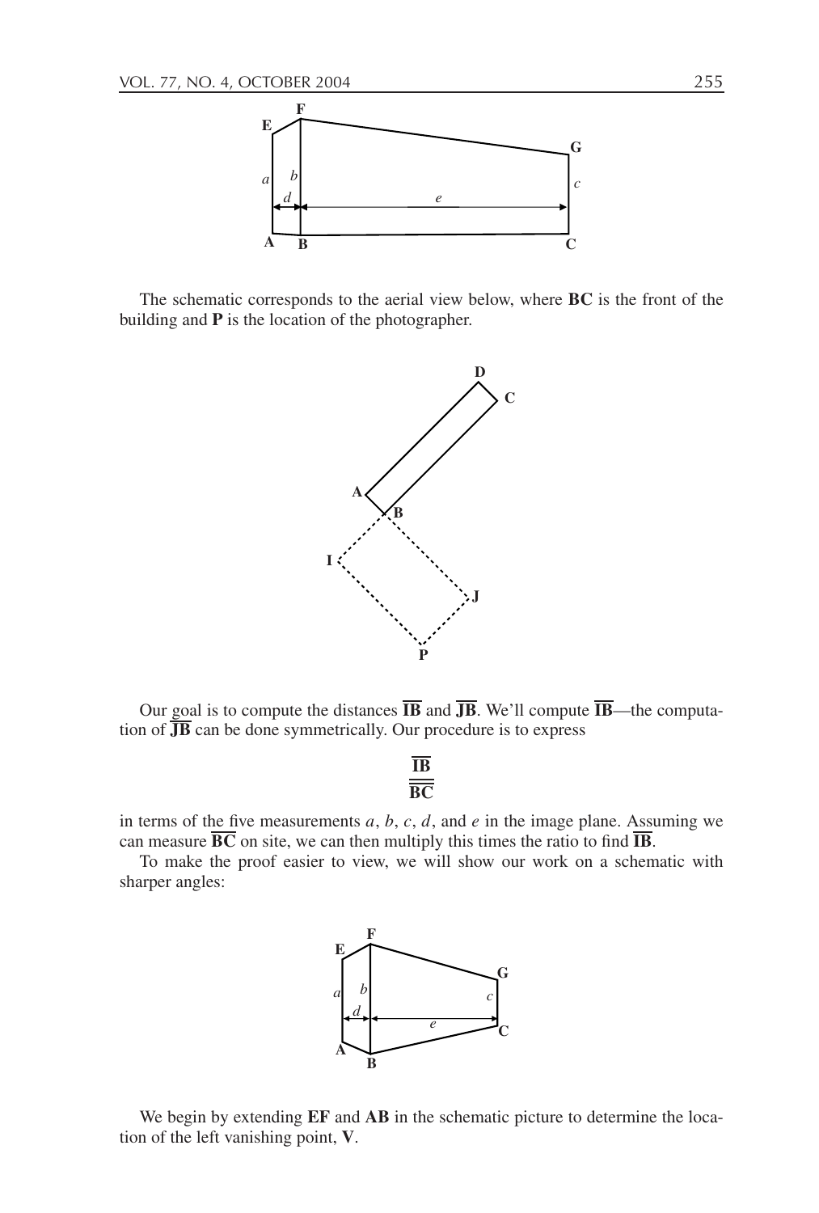The schematic corresponds to the aerial view below, where **BC** is the front of the building and **P** is the location of the photographer.

Our goal is to compute the distances $\overline{\mathbf{IB}}$ and $\overline{\mathbf{JB}}$. We'll compute $\overline{\mathbf{IB}}$—the computation of $\overline{\mathbf{JB}}$ can be done symmetrically. Our procedure is to express

$$\frac{\overline{\mathbf{IB}}}{\overline{\mathbf{BC}}}$$

in terms of the five measurements $a$, $b$, $c$, $d$, and $e$ in the image plane. Assuming we can measure $\overline{\mathbf{BC}}$ on site, we can then multiply this times the ratio to find $\overline{\mathbf{IB}}$.

To make the proof easier to view, we will show our work on a schematic with sharper angles:

We begin by extending **EF** and **AB** in the schematic picture to determine the location of the left vanishing point, **V**.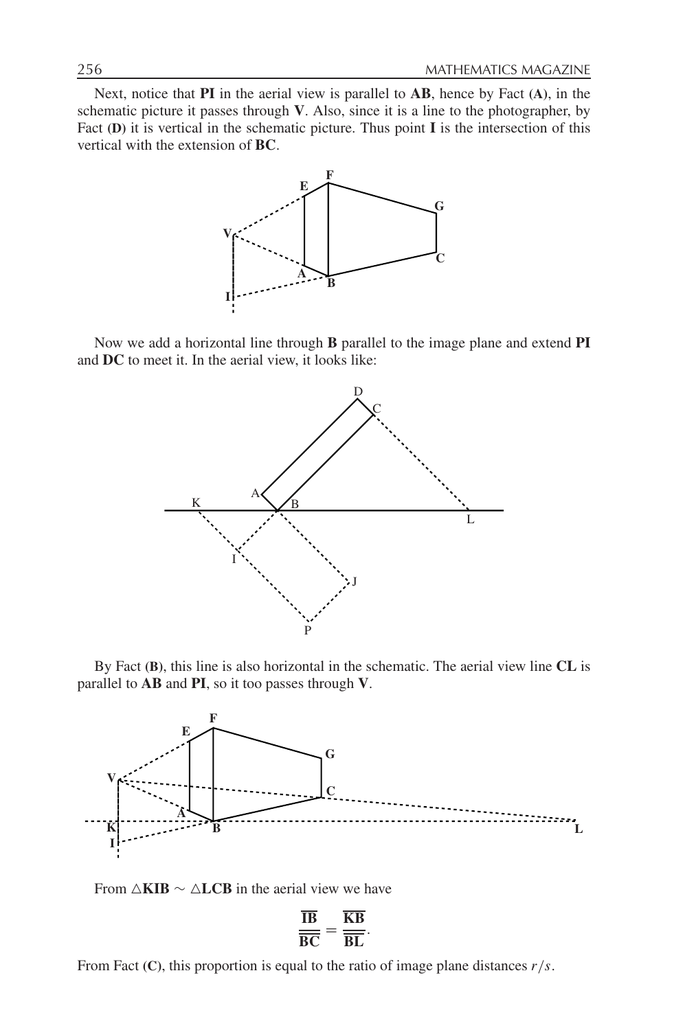Next, notice that **PI** in the aerial view is parallel to **AB**, hence by Fact **(A)**, in the schematic picture it passes through **V**. Also, since it is a line to the photographer, by Fact **(D)** it is vertical in the schematic picture. Thus point **I** is the intersection of this vertical with the extension of **BC**.

Now we add a horizontal line through **B** parallel to the image plane and extend **PI** and **DC** to meet it. In the aerial view, it looks like:

By Fact **(B)**, this line is also horizontal in the schematic. The aerial view line **CL** is parallel to **AB** and **PI**, so it too passes through **V**.

From $\triangle\mathbf{KIB} \sim \triangle\mathbf{LCB}$ in the aerial view we have

$$\frac{\overline{\mathbf{IB}}}{\overline{\mathbf{BC}}} = \frac{\overline{\mathbf{KB}}}{\overline{\mathbf{BL}}}.$$

From Fact **(C)**, this proportion is equal to the ratio of image plane distances $r/s$.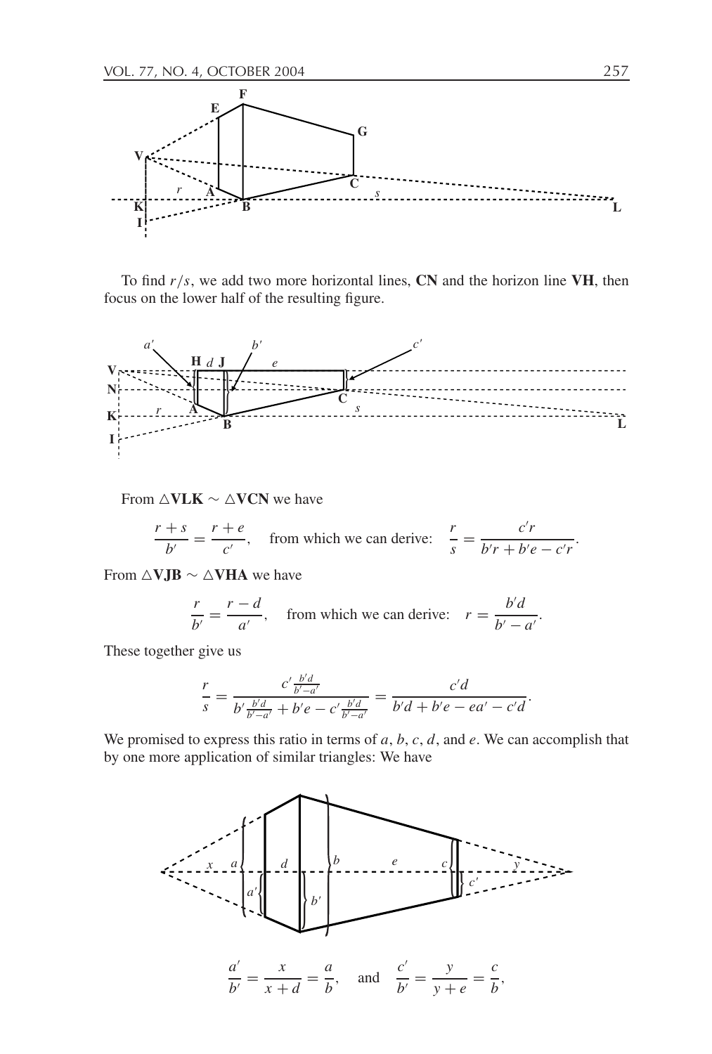To find $r/s$, we add two more horizontal lines, **CN** and the horizon line **VH**, then focus on the lower half of the resulting figure.

From $\triangle\mathbf{VLK} \sim \triangle\mathbf{VCN}$ we have

$$\frac{r+s}{b'} = \frac{r+e}{c'}, \quad \text{from which we can derive:} \quad \frac{r}{s} = \frac{c'r}{b'r + b'e - c'r}.$$

From $\triangle\mathbf{VJB} \sim \triangle\mathbf{VHA}$ we have

$$\frac{r}{b'} = \frac{r-d}{a'}, \quad \text{from which we can derive:} \quad r = \frac{b'd}{b'-a'}.$$

These together give us

$$\frac{r}{s} = \frac{c'\frac{b'd}{b'-a'}}{b'\frac{b'd}{b'-a'} + b'e - c'\frac{b'd}{b'-a'}} = \frac{c'd}{b'd + b'e - ea' - c'd}.$$

We promised to express this ratio in terms of $a$, $b$, $c$, $d$, and $e$. We can accomplish that by one more application of similar triangles: We have

$$\frac{a'}{b'} = \frac{x}{x+d} = \frac{a}{b}, \quad \text{and} \quad \frac{c'}{b'} = \frac{y}{y+e} = \frac{c}{b},$$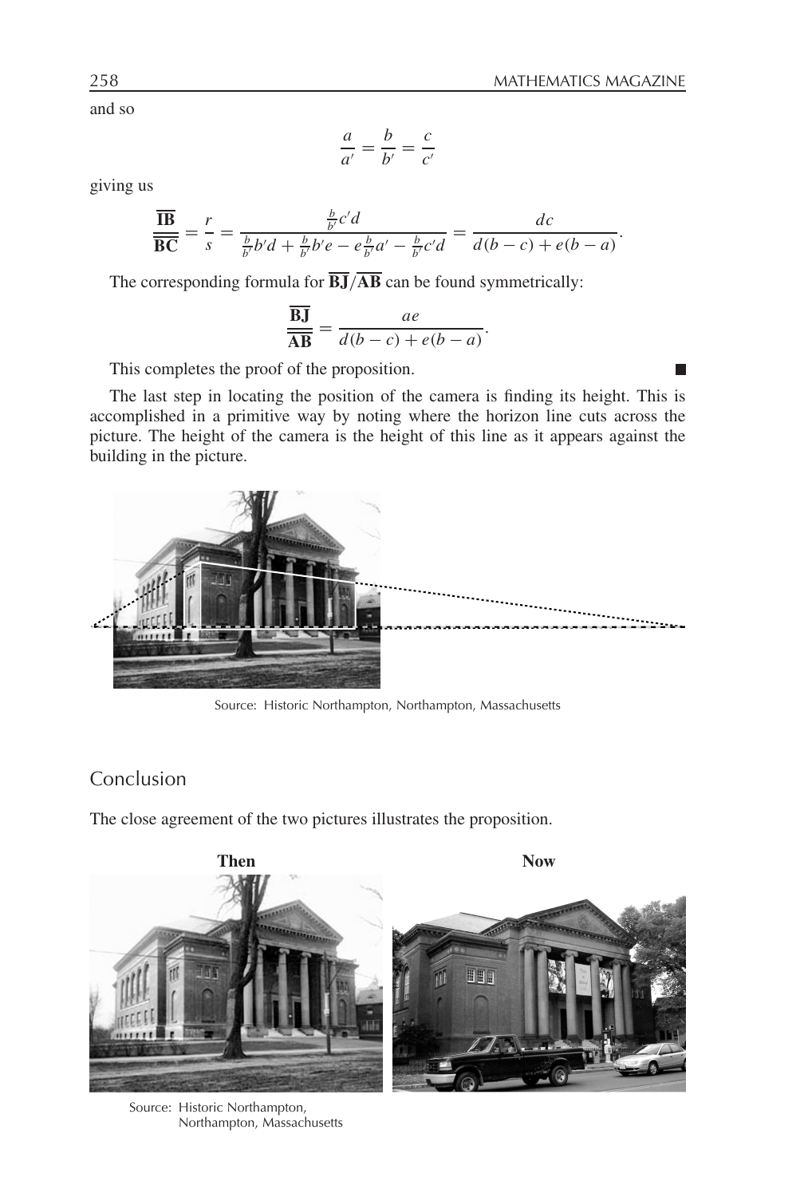and so

$$\frac{a}{a'} = \frac{b}{b'} = \frac{c}{c'}$$

giving us

$$\frac{\overline{\mathbf{IB}}}{\overline{\mathbf{BC}}} = \frac{r}{s} = \frac{\frac{b}{b'}c'd}{\frac{b}{b'}b'd + \frac{b}{b'}b'e - e\frac{b}{b'}a' - \frac{b}{b'}c'd} = \frac{dc}{d(b-c) + e(b-a)}.$$

The corresponding formula for $\overline{\mathbf{BJ}}/\overline{\mathbf{AB}}$ can be found symmetrically:

$$\frac{\overline{\mathbf{BJ}}}{\overline{\mathbf{AB}}} = \frac{ae}{d(b-c) + e(b-a)}.$$

This completes the proof of the proposition. ■

The last step in locating the position of the camera is finding its height. This is accomplished in a primitive way by noting where the horizon line cuts across the picture. The height of the camera is the height of this line as it appears against the building in the picture.

Source: Historic Northampton, Northampton, Massachusetts

## Conclusion

The close agreement of the two pictures illustrates the proposition.

**Then** **Now**

Source: Historic Northampton, Northampton, Massachusetts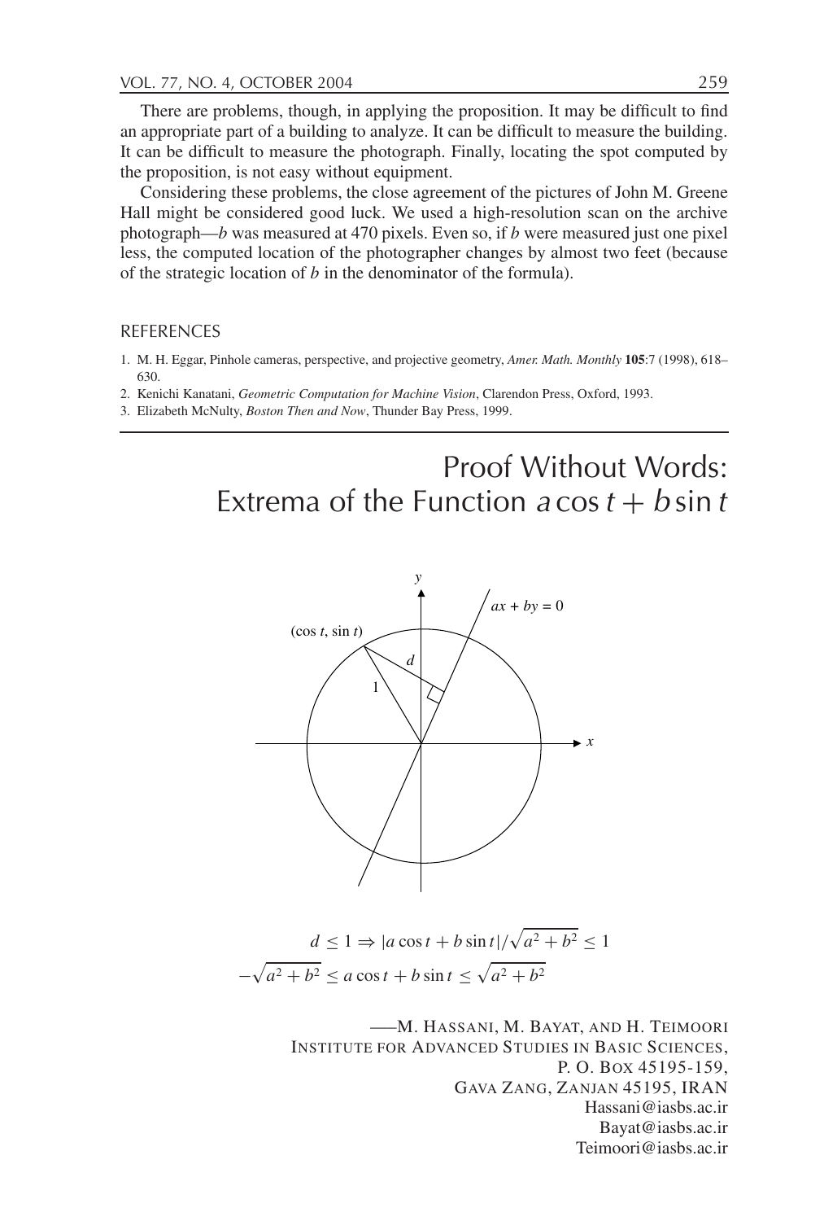There are problems, though, in applying the proposition. It may be difficult to find an appropriate part of a building to analyze. It can be difficult to measure the building. It can be difficult to measure the photograph. Finally, locating the spot computed by the proposition, is not easy without equipment.

Considering these problems, the close agreement of the pictures of John M. Greene Hall might be considered good luck. We used a high-resolution scan on the archive photograph—$b$ was measured at 470 pixels. Even so, if $b$ were measured just one pixel less, the computed location of the photographer changes by almost two feet (because of the strategic location of $b$ in the denominator of the formula).

## REFERENCES

1. M. H. Eggar, Pinhole cameras, perspective, and projective geometry, *Amer. Math. Monthly* **105**:7 (1998), 618–630.
2. Kenichi Kanatani, *Geometric Computation for Machine Vision*, Clarendon Press, Oxford, 1993.
3. Elizabeth McNulty, *Boston Then and Now*, Thunder Bay Press, 1999.

---

# Proof Without Words: Extrema of the Function $a\cos t + b\sin t$

y

$ax + by = 0$

$(\cos t, \sin t)$

d

1

x

$$d \leq 1 \Rightarrow |a\cos t + b\sin t|/\sqrt{a^2+b^2} \leq 1$$

$$-\sqrt{a^2+b^2} \leq a\cos t + b\sin t \leq \sqrt{a^2+b^2}$$

—M. Hassani, M. Bayat, and H. Teimoori
Institute for Advanced Studies in Basic Sciences,
P. O. Box 45195-159,
Gava Zang, Zanjan 45195, IRAN
Hassani@iasbs.ac.ir
Bayat@iasbs.ac.ir
Teimoori@iasbs.ac.ir